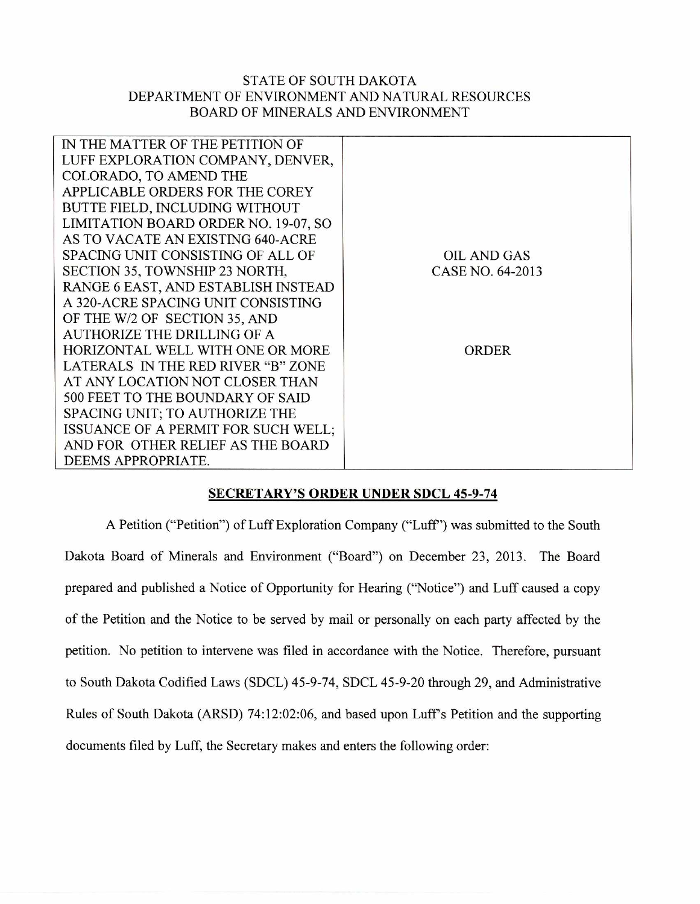STATE OF SOUTH DAKOTA
DEPARTMENT OF ENVIRONMENT AND NATURAL RESOURCES
BOARD OF MINERALS AND ENVIRONMENT

| IN THE MATTER OF THE PETITION OF LUFF EXPLORATION COMPANY, DENVER, COLORADO, TO AMEND THE APPLICABLE ORDERS FOR THE COREY BUTTE FIELD, INCLUDING WITHOUT LIMITATION BOARD ORDER NO. 19-07, SO AS TO VACATE AN EXISTING 640-ACRE SPACING UNIT CONSISTING OF ALL OF SECTION 35, TOWNSHIP 23 NORTH, RANGE 6 EAST, AND ESTABLISH INSTEAD A 320-ACRE SPACING UNIT CONSISTING OF THE W/2 OF SECTION 35, AND AUTHORIZE THE DRILLING OF A HORIZONTAL WELL WITH ONE OR MORE LATERALS IN THE RED RIVER "B" ZONE AT ANY LOCATION NOT CLOSER THAN 500 FEET TO THE BOUNDARY OF SAID SPACING UNIT; TO AUTHORIZE THE ISSUANCE OF A PERMIT FOR SUCH WELL; AND FOR OTHER RELIEF AS THE BOARD DEEMS APPROPRIATE. | OIL AND GAS CASE NO. 64-2013<br><br>ORDER |
|---|---|

## SECRETARY'S ORDER UNDER SDCL 45-9-74

A Petition ("Petition") of Luff Exploration Company ("Luff") was submitted to the South Dakota Board of Minerals and Environment ("Board") on December 23, 2013. The Board prepared and published a Notice of Opportunity for Hearing ("Notice") and Luff caused a copy of the Petition and the Notice to be served by mail or personally on each party affected by the petition. No petition to intervene was filed in accordance with the Notice. Therefore, pursuant to South Dakota Codified Laws (SDCL) 45-9-74, SDCL 45-9-20 through 29, and Administrative Rules of South Dakota (ARSD) 74:12:02:06, and based upon Luff's Petition and the supporting documents filed by Luff, the Secretary makes and enters the following order: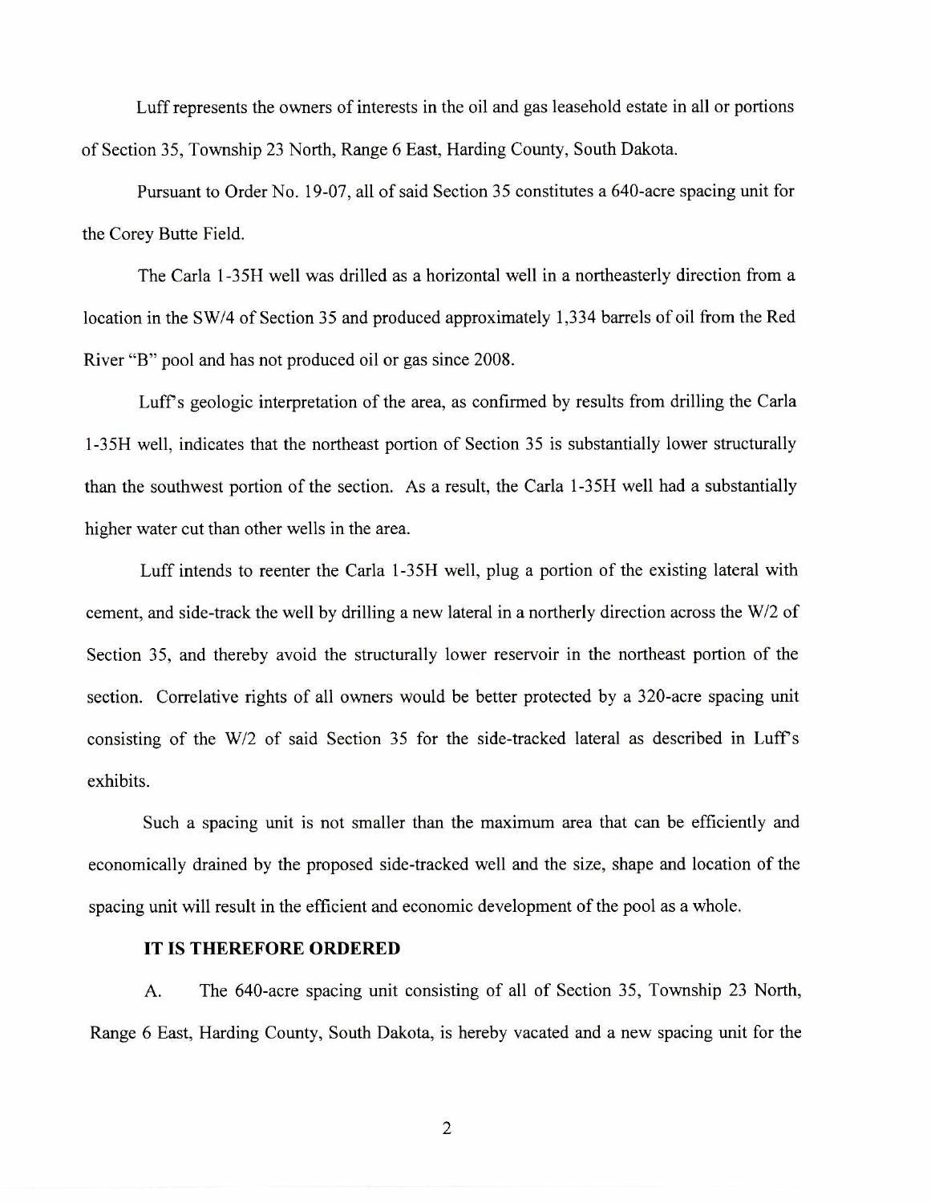Luff represents the owners of interests in the oil and gas leasehold estate in all or portions of Section 35, Township 23 North, Range 6 East, Harding County, South Dakota.

Pursuant to Order No. 19-07, all of said Section 35 constitutes a 640-acre spacing unit for the Corey Butte Field.

The Carla 1-35H well was drilled as a horizontal well in a northeasterly direction from a location in the SW/4 of Section 35 and produced approximately 1,334 barrels of oil from the Red River "B" pool and has not produced oil or gas since 2008.

Luff's geologic interpretation of the area, as confirmed by results from drilling the Carla 1-35H well, indicates that the northeast portion of Section 35 is substantially lower structurally than the southwest portion of the section. As a result, the Carla 1-35H well had a substantially higher water cut than other wells in the area.

Luff intends to reenter the Carla 1-35H well, plug a portion of the existing lateral with cement, and side-track the well by drilling a new lateral in a northerly direction across the W/2 of Section 35, and thereby avoid the structurally lower reservoir in the northeast portion of the section. Correlative rights of all owners would be better protected by a 320-acre spacing unit consisting of the W/2 of said Section 35 for the side-tracked lateral as described in Luff's exhibits.

Such a spacing unit is not smaller than the maximum area that can be efficiently and economically drained by the proposed side-tracked well and the size, shape and location of the spacing unit will result in the efficient and economic development of the pool as a whole.

**IT IS THEREFORE ORDERED**

A. The 640-acre spacing unit consisting of all of Section 35, Township 23 North, Range 6 East, Harding County, South Dakota, is hereby vacated and a new spacing unit for the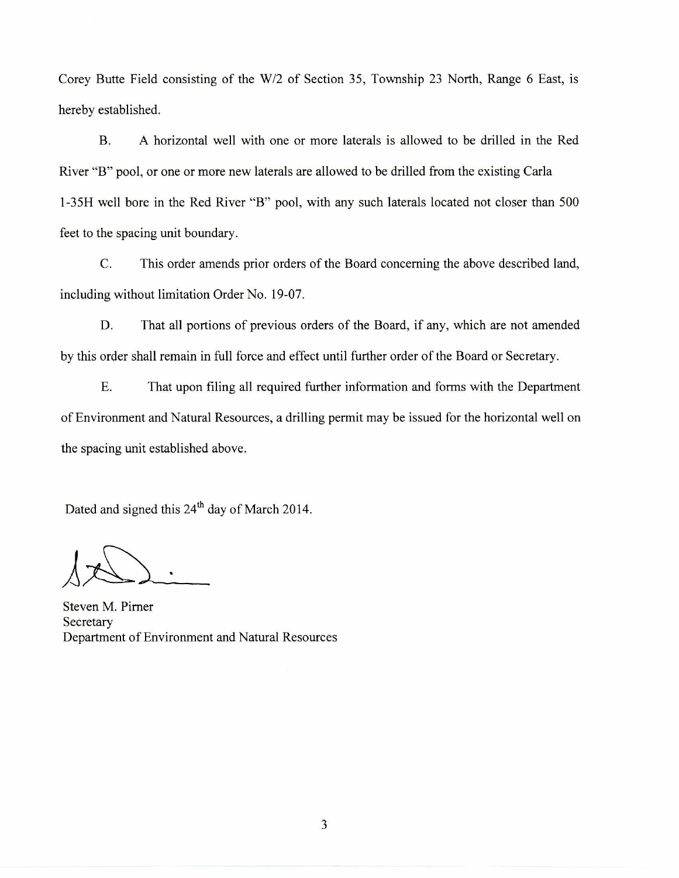Corey Butte Field consisting of the W/2 of Section 35, Township 23 North, Range 6 East, is hereby established.

B. A horizontal well with one or more laterals is allowed to be drilled in the Red River "B" pool, or one or more new laterals are allowed to be drilled from the existing Carla 1-35H well bore in the Red River "B" pool, with any such laterals located not closer than 500 feet to the spacing unit boundary.

C. This order amends prior orders of the Board concerning the above described land, including without limitation Order No. 19-07.

D. That all portions of previous orders of the Board, if any, which are not amended by this order shall remain in full force and effect until further order of the Board or Secretary.

E. That upon filing all required further information and forms with the Department of Environment and Natural Resources, a drilling permit may be issued for the horizontal well on the spacing unit established above.

Dated and signed this 24th day of March 2014.

Steven M. Pirner
Secretary
Department of Environment and Natural Resources